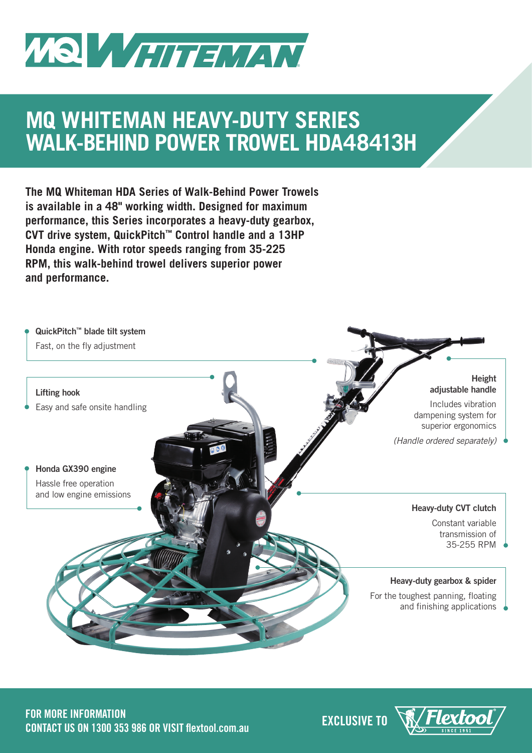# MQ WHITEMAN HEAVY-DUTY SERIES WALK-BEHIND POWER TROWEL HDA48413H

**The MQ Whiteman HDA Series of Walk-Behind Power Trowels is available in a 48" working width. Designed for maximum performance, this Series incorporates a heavy-duty gearbox, CVT drive system, QuickPitch™ Control handle and a 13HP Honda engine. With rotor speeds ranging from 35-225 RPM, this walk-behind trowel delivers superior power and performance.**

**QuickPitch™ blade tilt system**
Fast, on the fly adjustment

**Lifting hook**
Easy and safe onsite handling

**Honda GX390 engine**
Hassle free operation and low engine emissions

**Height adjustable handle**
Includes vibration dampening system for superior ergonomics
*(Handle ordered separately)*

**Heavy-duty CVT clutch**
Constant variable transmission of 35-255 RPM

**Heavy-duty gearbox & spider**
For the toughest panning, floating and finishing applications

**FOR MORE INFORMATION**
**CONTACT US ON 1300 353 986 OR VISIT flextool.com.au**

**EXCLUSIVE TO** Flextool SINCE 1951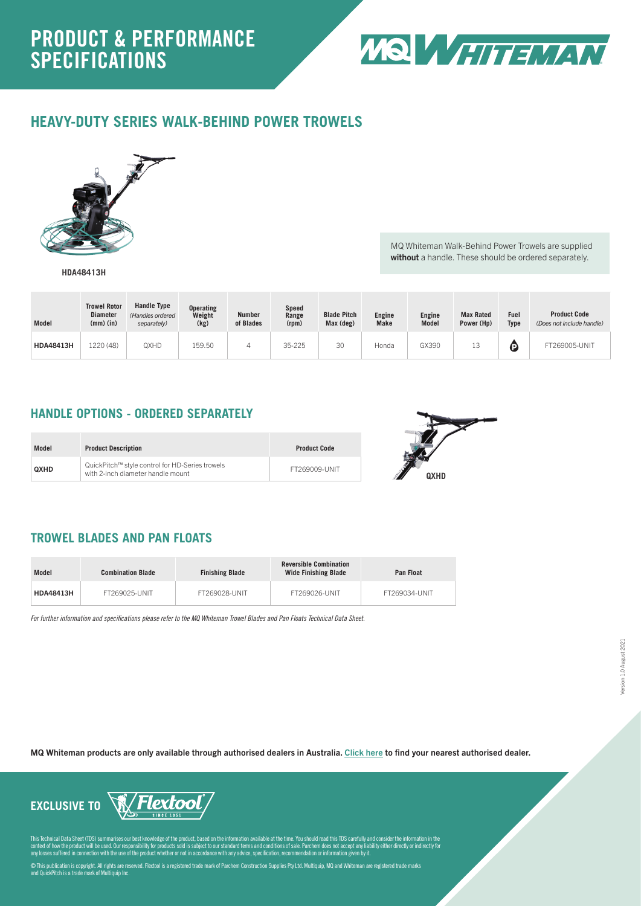# PRODUCT & PERFORMANCE SPECIFICATIONS

MQ WHITEMAN

## HEAVY-DUTY SERIES WALK-BEHIND POWER TROWELS

HDA48413H

MQ Whiteman Walk-Behind Power Trowels are supplied **without** a handle. These should be ordered separately.

| Model | Trowel Rotor Diameter (mm) (in) | Handle Type *(Handles ordered separately)* | Operating Weight (kg) | Number of Blades | Speed Range (rpm) | Blade Pitch Max (deg) | Engine Make | Engine Model | Max Rated Power (Hp) | Fuel Type | Product Code *(Does not include handle)* |
|---|---|---|---|---|---|---|---|---|---|---|---|
| **HDA48413H** | 1220 (48) | QXHD | 159.50 | 4 | 35-225 | 30 | Honda | GX390 | 13 | P | FT269005-UNIT |

## HANDLE OPTIONS - ORDERED SEPARATELY

| Model | Product Description | Product Code |
|---|---|---|
| **QXHD** | QuickPitch™ style control for HD-Series trowels with 2-inch diameter handle mount | FT269009-UNIT |

QXHD

## TROWEL BLADES AND PAN FLOATS

| Model | Combination Blade | Finishing Blade | Reversible Combination Wide Finishing Blade | Pan Float |
|---|---|---|---|---|
| **HDA48413H** | FT269025-UNIT | FT269028-UNIT | FT269026-UNIT | FT269034-UNIT |

*For further information and specifications please refer to the MQ Whiteman Trowel Blades and Pan Floats Technical Data Sheet.*

Version 1.0 August 2021

**MQ Whiteman products are only available through authorised dealers in Australia. Click here to find your nearest authorised dealer.**

**EXCLUSIVE TO** Flextool SINCE 1951

This Technical Data Sheet (TDS) summarises our best knowledge of the product, based on the information available at the time. You should read this TDS carefully and consider the information in the context of how the product will be used. Our responsibility for products sold is subject to our standard terms and conditions of sale. Parchem does not accept any liability either directly or indirectly for any losses suffered in connection with the use of the product whether or not in accordance with any advice, specification, recommendation or information given by it.

© This publication is copyright. All rights are reserved. Flextool is a registered trade mark of Parchem Construction Supplies Pty Ltd. Multiquip, MQ and Whiteman are registered trade marks and QuickPitch is a trade mark of Multiquip Inc.